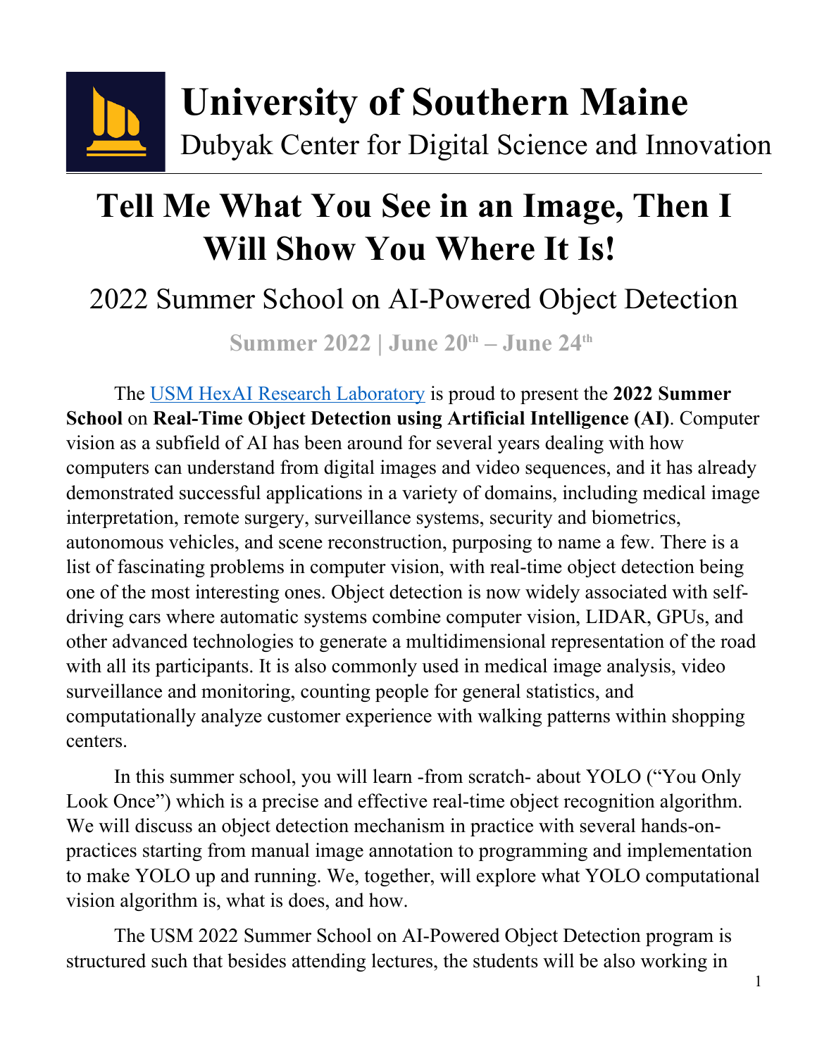# University of Southern Maine

Dubyak Center for Digital Science and Innovation

# Tell Me What You See in an Image, Then I Will Show You Where It Is!

## 2022 Summer School on AI-Powered Object Detection

**Summer 2022 | June 20th – June 24th**

The [USM HexAI Research Laboratory]() is proud to present the **2022 Summer School** on **Real-Time Object Detection using Artificial Intelligence (AI)**. Computer vision as a subfield of AI has been around for several years dealing with how computers can understand from digital images and video sequences, and it has already demonstrated successful applications in a variety of domains, including medical image interpretation, remote surgery, surveillance systems, security and biometrics, autonomous vehicles, and scene reconstruction, purposing to name a few. There is a list of fascinating problems in computer vision, with real-time object detection being one of the most interesting ones. Object detection is now widely associated with self-driving cars where automatic systems combine computer vision, LIDAR, GPUs, and other advanced technologies to generate a multidimensional representation of the road with all its participants. It is also commonly used in medical image analysis, video surveillance and monitoring, counting people for general statistics, and computationally analyze customer experience with walking patterns within shopping centers.

In this summer school, you will learn -from scratch- about YOLO ("You Only Look Once") which is a precise and effective real-time object recognition algorithm. We will discuss an object detection mechanism in practice with several hands-on-practices starting from manual image annotation to programming and implementation to make YOLO up and running. We, together, will explore what YOLO computational vision algorithm is, what is does, and how.

The USM 2022 Summer School on AI-Powered Object Detection program is structured such that besides attending lectures, the students will be also working in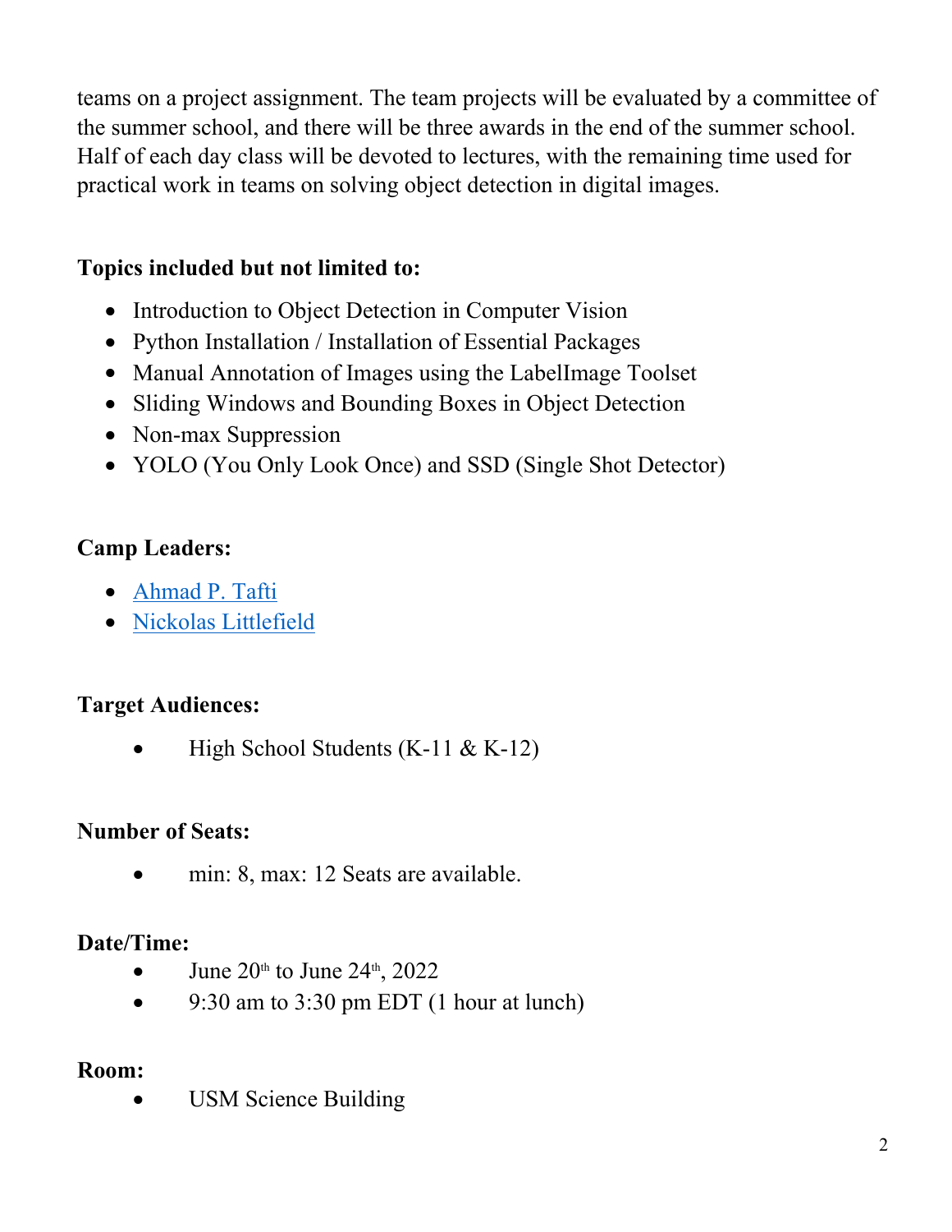teams on a project assignment. The team projects will be evaluated by a committee of the summer school, and there will be three awards in the end of the summer school. Half of each day class will be devoted to lectures, with the remaining time used for practical work in teams on solving object detection in digital images.

**Topics included but not limited to:**

- Introduction to Object Detection in Computer Vision
- Python Installation / Installation of Essential Packages
- Manual Annotation of Images using the LabelImage Toolset
- Sliding Windows and Bounding Boxes in Object Detection
- Non-max Suppression
- YOLO (You Only Look Once) and SSD (Single Shot Detector)

**Camp Leaders:**

- Ahmad P. Tafti
- Nickolas Littlefield

**Target Audiences:**

- High School Students (K-11 & K-12)

**Number of Seats:**

- min: 8, max: 12 Seats are available.

**Date/Time:**

- June 20th to June 24th, 2022
- 9:30 am to 3:30 pm EDT (1 hour at lunch)

**Room:**

- USM Science Building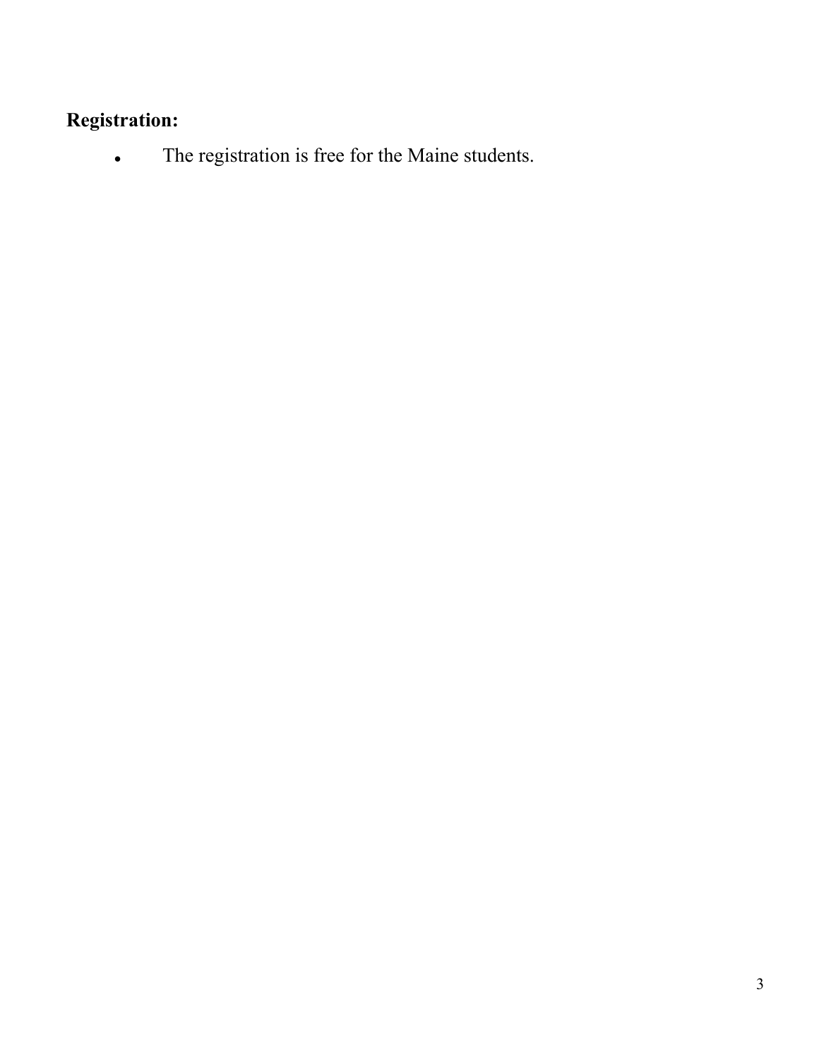**Registration:**

- The registration is free for the Maine students.